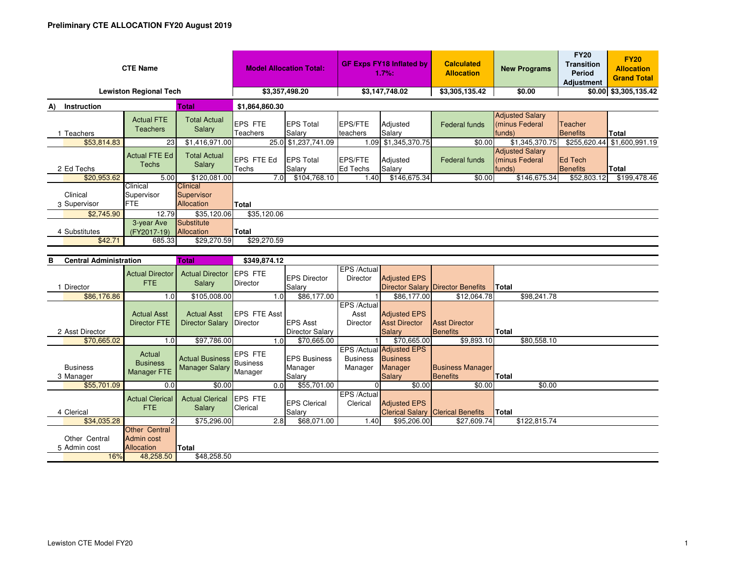# Preliminary CTE ALLOCATION FY20 August 2019

| CTE Name | Model Allocation Total: | GF Exps FY18 Inflated by 1.7%: | Calculated Allocation | New Programs | FY20 Transition Period Adjustment | FY20 Allocation Grand Total |
|---|---|---|---|---|---|---|
| Lewiston Regional Tech | $3,357,498.20 | $3,147,748.02 | $3,305,135.42 | $0.00 | $0.00 | $3,305,135.42 |

## A) Instruction — Total: $1,864,860.30

| 1 Teachers | Actual FTE Teachers | Total Actual Salary | EPS FTE Teachers | EPS Total Salary | EPS/FTE teachers | Adjusted Salary | Federal funds | Adjusted Salary (minus Federal funds) | Teacher Benefits | Total |
|---|---|---|---|---|---|---|---|---|---|---|
| $53,814.83 | 23 | $1,416,971.00 | 25.0 | $1,237,741.09 | 1.09 | $1,345,370.75 | $0.00 | $1,345,370.75 | $255,620.44 | $1,600,991.19 |

| 2 Ed Techs | Actual FTE Ed Techs | Total Actual Salary | EPS FTE Ed Techs | EPS Total Salary | EPS/FTE Ed Techs | Adjusted Salary | Federal funds | Adjusted Salary (minus Federal funds) | Ed Tech Benefits | Total |
|---|---|---|---|---|---|---|---|---|---|---|
| $20,953.62 | 5.00 | $120,081.00 | 7.0 | $104,768.10 | 1.40 | $146,675.34 | $0.00 | $146,675.34 | $52,803.12 | $199,478.46 |

| 3 Clinical Supervisor | Clinical Supervisor FTE | Clinical Supervisor Allocation | Total |
|---|---|---|---|
| $2,745.90 | 12.79 | $35,120.06 | $35,120.06 |

| 4 Substitutes | 3-year Ave (FY2017-19) | Substitute Allocation | Total |
|---|---|---|---|
| $42.71 | 685.33 | $29,270.59 | $29,270.59 |

## B Central Administration — Total: $349,874.12

| 1 Director | Actual Director FTE | Actual Director Salary | EPS FTE Director | EPS Director Salary | EPS /Actual Director | Adjusted EPS Director Salary | Director Benefits | Total |
|---|---|---|---|---|---|---|---|---|
| $86,176.86 | 1.0 | $105,008.00 | 1.0 | $86,177.00 | 1 | $86,177.00 | $12,064.78 | $98,241.78 |

| 2 Asst Director | Actual Asst Director FTE | Actual Asst Director Salary | EPS FTE Asst Director | EPS Asst Director Salary | EPS /Actual Asst Director | Adjusted EPS Asst Director Salary | Asst Director Benefits | Total |
|---|---|---|---|---|---|---|---|---|
| $70,665.02 | 1.0 | $97,786.00 | 1.0 | $70,665.00 | 1 | $70,665.00 | $9,893.10 | $80,558.10 |

| 3 Business Manager | Actual Business Manager FTE | Actual Business Manager Salary | EPS FTE Business Manager | EPS Business Manager Salary | EPS /Actual Business Manager | Adjusted EPS Business Manager Salary | Business Manager Benefits | Total |
|---|---|---|---|---|---|---|---|---|
| $55,701.09 | 0.0 | $0.00 | 0.0 | $55,701.00 | 0 | $0.00 | $0.00 | $0.00 |

| 4 Clerical | Actual Clerical FTE | Actual Clerical Salary | EPS FTE Clerical | EPS Clerical Salary | EPS /Actual Clerical | Adjusted EPS Clerical Salary | Clerical Benefits | Total |
|---|---|---|---|---|---|---|---|---|
| $34,035.28 | 2 | $75,296.00 | 2.8 | $68,071.00 | 1.40 | $95,206.00 | $27,609.74 | $122,815.74 |

| 5 Other Central Admin cost | Other Central Admin cost Allocation | Total |
|---|---|---|
| 16% | 48,258.50 | $48,258.50 |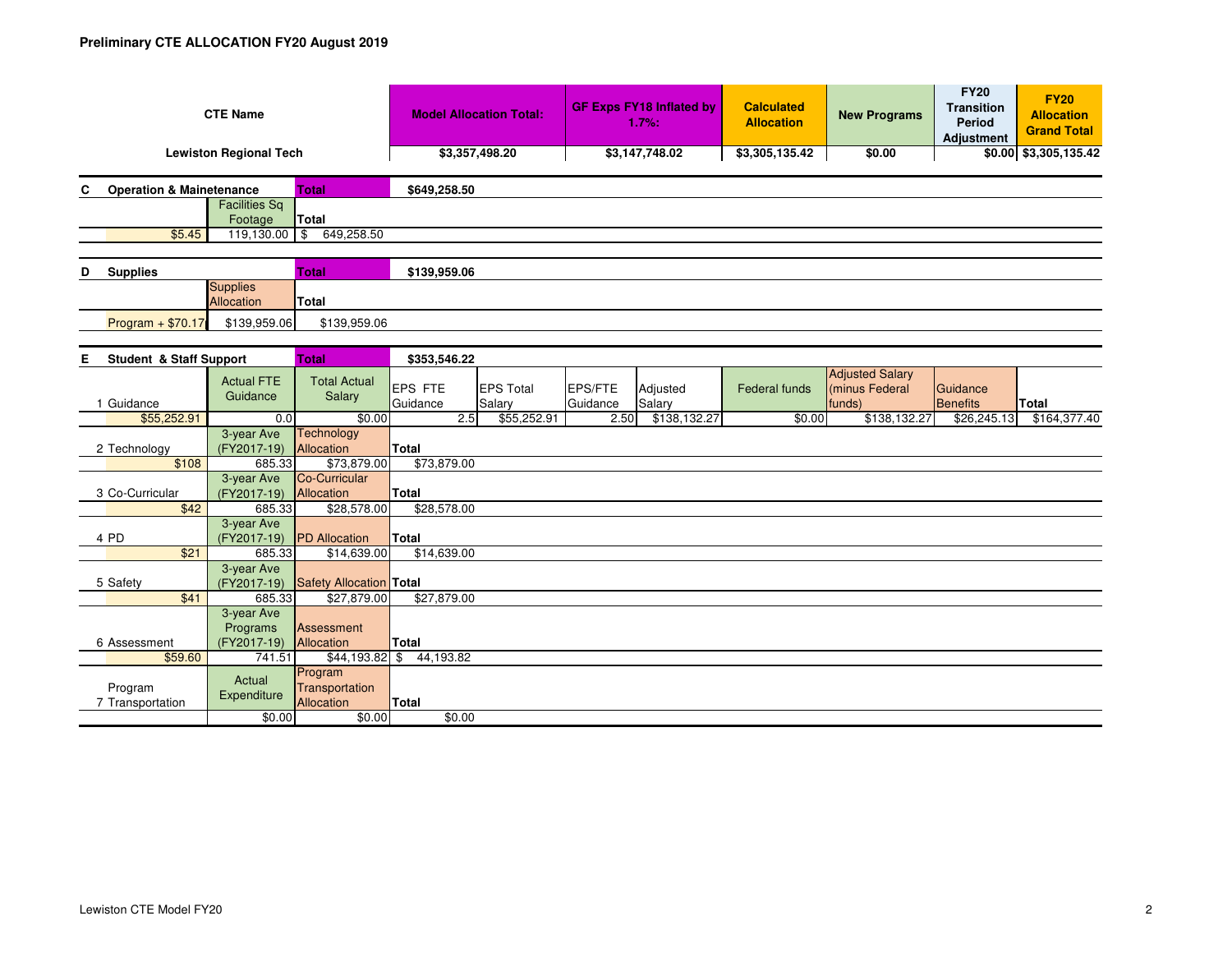**Preliminary CTE ALLOCATION FY20 August 2019**

| CTE Name | Model Allocation Total: | GF Exps FY18 Inflated by 1.7%: | Calculated Allocation | New Programs | FY20 Transition Period Adjustment | FY20 Allocation Grand Total |
|---|---|---|---|---|---|---|
| Lewiston Regional Tech | $3,357,498.20 | $3,147,748.02 | $3,305,135.42 | $0.00 | $0.00 | $3,305,135.42 |

**C Operation & Mainetenance** — Total: $649,258.50

| | Facilities Sq Footage | Total |
|---|---|---|
| $5.45 | 119,130.00 | $ 649,258.50 |

**D Supplies** — Total: $139,959.06

| | Supplies Allocation | Total |
|---|---|---|
| Program + $70.17 | $139,959.06 | $139,959.06 |

**E Student & Staff Support** — Total: $353,546.22

1 Guidance

| | Actual FTE Guidance | Total Actual Salary | EPS FTE Guidance | EPS Total Salary | EPS/FTE Guidance | Adjusted Salary | Federal funds | Adjusted Salary (minus Federal funds) | Guidance Benefits | Total |
|---|---|---|---|---|---|---|---|---|---|---|
| $55,252.91 | 0.0 | $0.00 | 2.5 | $55,252.91 | 2.50 | $138,132.27 | $0.00 | $138,132.27 | $26,245.13 | $164,377.40 |

2 Technology

| | 3-year Ave (FY2017-19) | Technology Allocation | Total |
|---|---|---|---|
| $108 | 685.33 | $73,879.00 | $73,879.00 |

3 Co-Curricular

| | 3-year Ave (FY2017-19) | Co-Curricular Allocation | Total |
|---|---|---|---|
| $42 | 685.33 | $28,578.00 | $28,578.00 |

4 PD

| | 3-year Ave (FY2017-19) | PD Allocation | Total |
|---|---|---|---|
| $21 | 685.33 | $14,639.00 | $14,639.00 |

5 Safety

| | 3-year Ave (FY2017-19) | Safety Allocation | Total |
|---|---|---|---|
| $41 | 685.33 | $27,879.00 | $27,879.00 |

6 Assessment

| | 3-year Ave Programs (FY2017-19) | Assessment Allocation | Total |
|---|---|---|---|
| $59.60 | 741.51 | $44,193.82 | $ 44,193.82 |

7 Program Transportation

| | Actual Expenditure | Program Transportation Allocation | Total |
|---|---|---|---|
| | $0.00 | $0.00 | $0.00 |

Lewiston CTE Model FY20